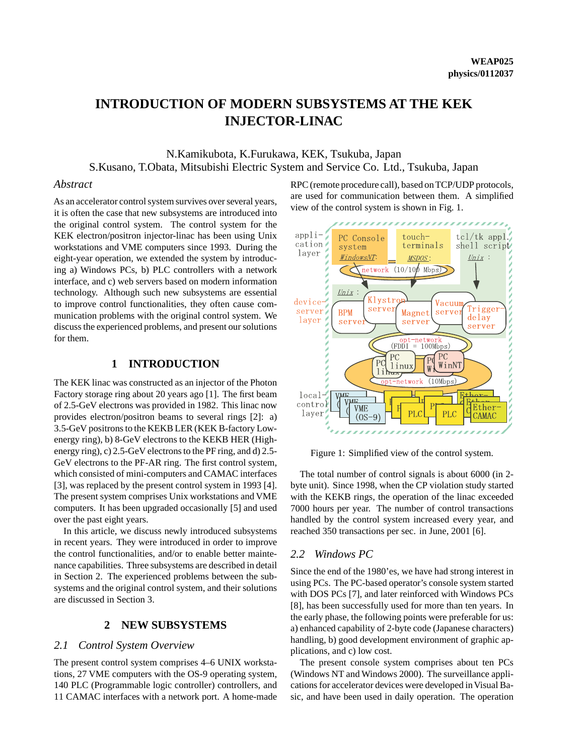WEAP025
physics/0112037

# INTRODUCTION OF MODERN SUBSYSTEMS AT THE KEK INJECTOR-LINAC

N.Kamikubota, K.Furukawa, KEK, Tsukuba, Japan
S.Kusano, T.Obata, Mitsubishi Electric System and Service Co. Ltd., Tsukuba, Japan

### *Abstract*

As an accelerator control system survives over several years, it is often the case that new subsystems are introduced into the original control system. The control system for the KEK electron/positron injector-linac has been using Unix workstations and VME computers since 1993. During the eight-year operation, we extended the system by introducing a) Windows PCs, b) PLC controllers with a network interface, and c) web servers based on modern information technology. Although such new subsystems are essential to improve control functionalities, they often cause communication problems with the original control system. We discuss the experienced problems, and present our solutions for them.

## 1 INTRODUCTION

The KEK linac was constructed as an injector of the Photon Factory storage ring about 20 years ago [1]. The first beam of 2.5-GeV electrons was provided in 1982. This linac now provides electron/positron beams to several rings [2]: a) 3.5-GeV positrons to the KEKB LER (KEK B-factory Low-energy ring), b) 8-GeV electrons to the KEKB HER (High-energy ring), c) 2.5-GeV electrons to the PF ring, and d) 2.5-GeV electrons to the PF-AR ring. The first control system, which consisted of mini-computers and CAMAC interfaces [3], was replaced by the present control system in 1993 [4]. The present system comprises Unix workstations and VME computers. It has been upgraded occasionally [5] and used over the past eight years.

In this article, we discuss newly introduced subsystems in recent years. They were introduced in order to improve the control functionalities, and/or to enable better maintenance capabilities. Three subsystems are described in detail in Section 2. The experienced problems between the subsystems and the original control system, and their solutions are discussed in Section 3.

## 2 NEW SUBSYSTEMS

### *2.1 Control System Overview*

The present control system comprises 4–6 UNIX workstations, 27 VME computers with the OS-9 operating system, 140 PLC (Programmable logic controller) controllers, and 11 CAMAC interfaces with a network port. A home-made RPC (remote procedure call), based on TCP/UDP protocols, are used for communication between them. A simplified view of the control system is shown in Fig. 1.

Figure 1: Simplified view of the control system.

The total number of control signals is about 6000 (in 2-byte unit). Since 1998, when the CP violation study started with the KEKB rings, the operation of the linac exceeded 7000 hours per year. The number of control transactions handled by the control system increased every year, and reached 350 transactions per sec. in June, 2001 [6].

### *2.2 Windows PC*

Since the end of the 1980'es, we have had strong interest in using PCs. The PC-based operator's console system started with DOS PCs [7], and later reinforced with Windows PCs [8], has been successfully used for more than ten years. In the early phase, the following points were preferable for us: a) enhanced capability of 2-byte code (Japanese characters) handling, b) good development environment of graphic applications, and c) low cost.

The present console system comprises about ten PCs (Windows NT and Windows 2000). The surveillance applications for accelerator devices were developed in Visual Basic, and have been used in daily operation. The operation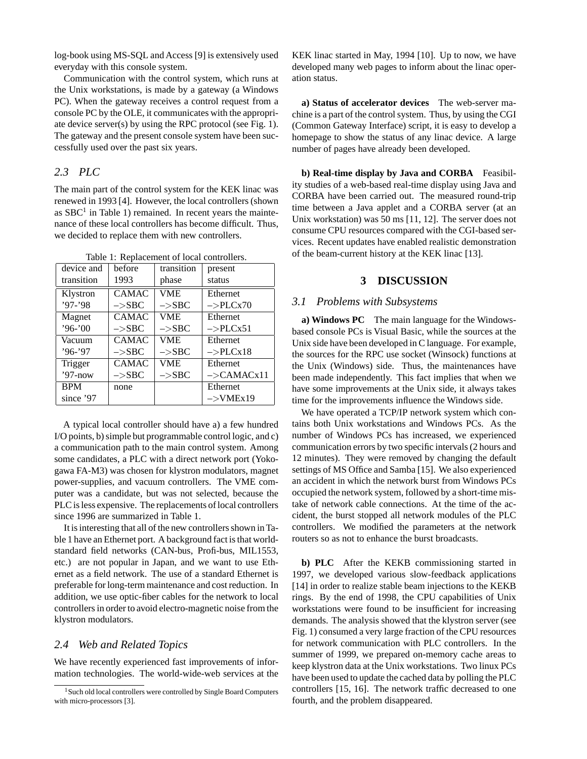log-book using MS-SQL and Access [9] is extensively used everyday with this console system.

Communication with the control system, which runs at the Unix workstations, is made by a gateway (a Windows PC). When the gateway receives a control request from a console PC by the OLE, it communicates with the appropriate device server(s) by using the RPC protocol (see Fig. 1). The gateway and the present console system have been successfully used over the past six years.

### *2.3 PLC*

The main part of the control system for the KEK linac was renewed in 1993 [4]. However, the local controllers (shown as SBC[1] in Table 1) remained. In recent years the maintenance of these local controllers has become difficult. Thus, we decided to replace them with new controllers.

Table 1: Replacement of local controllers.

| device and transition | before 1993 | transition phase | present status |
|---|---|---|---|
| Klystron '97-'98 | CAMAC –>SBC | VME –>SBC | Ethernet –>PLCx70 |
| Magnet '96-'00 | CAMAC –>SBC | VME –>SBC | Ethernet –>PLCx51 |
| Vacuum '96-'97 | CAMAC –>SBC | VME –>SBC | Ethernet –>PLCx18 |
| Trigger '97-now | CAMAC –>SBC | VME –>SBC | Ethernet –>CAMACx11 |
| BPM since '97 | none | | Ethernet –>VMEx19 |

A typical local controller should have a) a few hundred I/O points, b) simple but programmable control logic, and c) a communication path to the main control system. Among some candidates, a PLC with a direct network port (Yokogawa FA-M3) was chosen for klystron modulators, magnet power-supplies, and vacuum controllers. The VME computer was a candidate, but was not selected, because the PLC is less expensive. The replacements of local controllers since 1996 are summarized in Table 1.

It is interesting that all of the new controllers shown in Table 1 have an Ethernet port. A background fact is that world-standard field networks (CAN-bus, Profi-bus, MIL1553, etc.) are not popular in Japan, and we want to use Ethernet as a field network. The use of a standard Ethernet is preferable for long-term maintenance and cost reduction. In addition, we use optic-fiber cables for the network to local controllers in order to avoid electro-magnetic noise from the klystron modulators.

### *2.4 Web and Related Topics*

We have recently experienced fast improvements of information technologies. The world-wide-web services at the KEK linac started in May, 1994 [10]. Up to now, we have developed many web pages to inform about the linac operation status.

**a) Status of accelerator devices** The web-server machine is a part of the control system. Thus, by using the CGI (Common Gateway Interface) script, it is easy to develop a homepage to show the status of any linac device. A large number of pages have already been developed.

**b) Real-time display by Java and CORBA** Feasibility studies of a web-based real-time display using Java and CORBA have been carried out. The measured round-trip time between a Java applet and a CORBA server (at an Unix workstation) was 50 ms [11, 12]. The server does not consume CPU resources compared with the CGI-based services. Recent updates have enabled realistic demonstration of the beam-current history at the KEK linac [13].

## 3 DISCUSSION

### *3.1 Problems with Subsystems*

**a) Windows PC** The main language for the Windows-based console PCs is Visual Basic, while the sources at the Unix side have been developed in C language. For example, the sources for the RPC use socket (Winsock) functions at the Unix (Windows) side. Thus, the maintenances have been made independently. This fact implies that when we have some improvements at the Unix side, it always takes time for the improvements influence the Windows side.

We have operated a TCP/IP network system which contains both Unix workstations and Windows PCs. As the number of Windows PCs has increased, we experienced communication errors by two specific intervals (2 hours and 12 minutes). They were removed by changing the default settings of MS Office and Samba [15]. We also experienced an accident in which the network burst from Windows PCs occupied the network system, followed by a short-time mistake of network cable connections. At the time of the accident, the burst stopped all network modules of the PLC controllers. We modified the parameters at the network routers so as not to enhance the burst broadcasts.

**b) PLC** After the KEKB commissioning started in 1997, we developed various slow-feedback applications [14] in order to realize stable beam injections to the KEKB rings. By the end of 1998, the CPU capabilities of Unix workstations were found to be insufficient for increasing demands. The analysis showed that the klystron server (see Fig. 1) consumed a very large fraction of the CPU resources for network communication with PLC controllers. In the summer of 1999, we prepared on-memory cache areas to keep klystron data at the Unix workstations. Two linux PCs have been used to update the cached data by polling the PLC controllers [15, 16]. The network traffic decreased to one fourth, and the problem disappeared.

[1] Such old local controllers were controlled by Single Board Computers with micro-processors [3].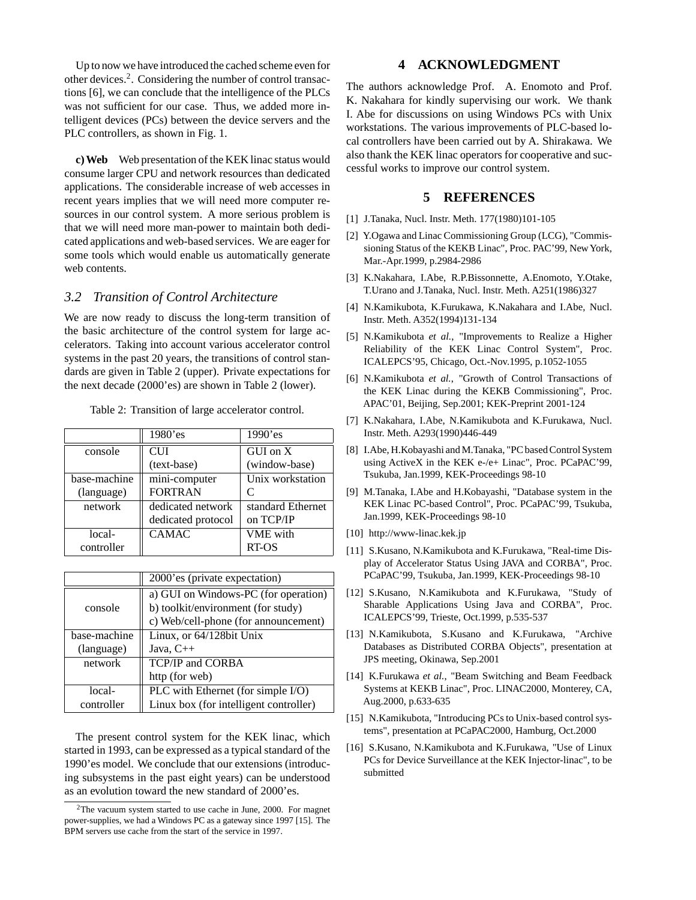Up to now we have introduced the cached scheme even for other devices.[2]. Considering the number of control transactions [6], we can conclude that the intelligence of the PLCs was not sufficient for our case. Thus, we added more intelligent devices (PCs) between the device servers and the PLC controllers, as shown in Fig. 1.

**c) Web** Web presentation of the KEK linac status would consume larger CPU and network resources than dedicated applications. The considerable increase of web accesses in recent years implies that we will need more computer resources in our control system. A more serious problem is that we will need more man-power to maintain both dedicated applications and web-based services. We are eager for some tools which would enable us automatically generate web contents.

### *3.2 Transition of Control Architecture*

We are now ready to discuss the long-term transition of the basic architecture of the control system for large accelerators. Taking into account various accelerator control systems in the past 20 years, the transitions of control standards are given in Table 2 (upper). Private expectations for the next decade (2000'es) are shown in Table 2 (lower).

Table 2: Transition of large accelerator control.

| | 1980'es | 1990'es |
|---|---|---|
| console | CUI (text-base) | GUI on X (window-base) |
| base-machine (language) | mini-computer FORTRAN | Unix workstation C |
| network | dedicated network dedicated protocol | standard Ethernet on TCP/IP |
| local-controller | CAMAC | VME with RT-OS |

| | 2000'es (private expectation) |
|---|---|
| console | a) GUI on Windows-PC (for operation)<br>b) toolkit/environment (for study)<br>c) Web/cell-phone (for announcement) |
| base-machine (language) | Linux, or 64/128bit Unix<br>Java, C++ |
| network | TCP/IP and CORBA<br>http (for web) |
| local-controller | PLC with Ethernet (for simple I/O)<br>Linux box (for intelligent controller) |

The present control system for the KEK linac, which started in 1993, can be expressed as a typical standard of the 1990'es model. We conclude that our extensions (introducing subsystems in the past eight years) can be understood as an evolution toward the new standard of 2000'es.

[2] The vacuum system started to use cache in June, 2000. For magnet power-supplies, we had a Windows PC as a gateway since 1997 [15]. The BPM servers use cache from the start of the service in 1997.

## 4 ACKNOWLEDGMENT

The authors acknowledge Prof. A. Enomoto and Prof. K. Nakahara for kindly supervising our work. We thank I. Abe for discussions on using Windows PCs with Unix workstations. The various improvements of PLC-based local controllers have been carried out by A. Shirakawa. We also thank the KEK linac operators for cooperative and successful works to improve our control system.

## 5 REFERENCES

[1] J.Tanaka, Nucl. Instr. Meth. 177(1980)101-105

[2] Y.Ogawa and Linac Commissioning Group (LCG), "Commissioning Status of the KEKB Linac", Proc. PAC'99, New York, Mar.-Apr.1999, p.2984-2986

[3] K.Nakahara, I.Abe, R.P.Bissonnette, A.Enomoto, Y.Otake, T.Urano and J.Tanaka, Nucl. Instr. Meth. A251(1986)327

[4] N.Kamikubota, K.Furukawa, K.Nakahara and I.Abe, Nucl. Instr. Meth. A352(1994)131-134

[5] N.Kamikubota *et al.*, "Improvements to Realize a Higher Reliability of the KEK Linac Control System", Proc. ICALEPCS'95, Chicago, Oct.-Nov.1995, p.1052-1055

[6] N.Kamikubota *et al.*, "Growth of Control Transactions of the KEK Linac during the KEKB Commissioning", Proc. APAC'01, Beijing, Sep.2001; KEK-Preprint 2001-124

[7] K.Nakahara, I.Abe, N.Kamikubota and K.Furukawa, Nucl. Instr. Meth. A293(1990)446-449

[8] I.Abe, H.Kobayashi and M.Tanaka, "PC based Control System using ActiveX in the KEK e-/e+ Linac", Proc. PCaPAC'99, Tsukuba, Jan.1999, KEK-Proceedings 98-10

[9] M.Tanaka, I.Abe and H.Kobayashi, "Database system in the KEK Linac PC-based Control", Proc. PCaPAC'99, Tsukuba, Jan.1999, KEK-Proceedings 98-10

[10] http://www-linac.kek.jp

[11] S.Kusano, N.Kamikubota and K.Furukawa, "Real-time Display of Accelerator Status Using JAVA and CORBA", Proc. PCaPAC'99, Tsukuba, Jan.1999, KEK-Proceedings 98-10

[12] S.Kusano, N.Kamikubota and K.Furukawa, "Study of Sharable Applications Using Java and CORBA", Proc. ICALEPCS'99, Trieste, Oct.1999, p.535-537

[13] N.Kamikubota, S.Kusano and K.Furukawa, "Archive Databases as Distributed CORBA Objects", presentation at JPS meeting, Okinawa, Sep.2001

[14] K.Furukawa *et al.*, "Beam Switching and Beam Feedback Systems at KEKB Linac", Proc. LINAC2000, Monterey, CA, Aug.2000, p.633-635

[15] N.Kamikubota, "Introducing PCs to Unix-based control systems", presentation at PCaPAC2000, Hamburg, Oct.2000

[16] S.Kusano, N.Kamikubota and K.Furukawa, "Use of Linux PCs for Device Surveillance at the KEK Injector-linac", to be submitted